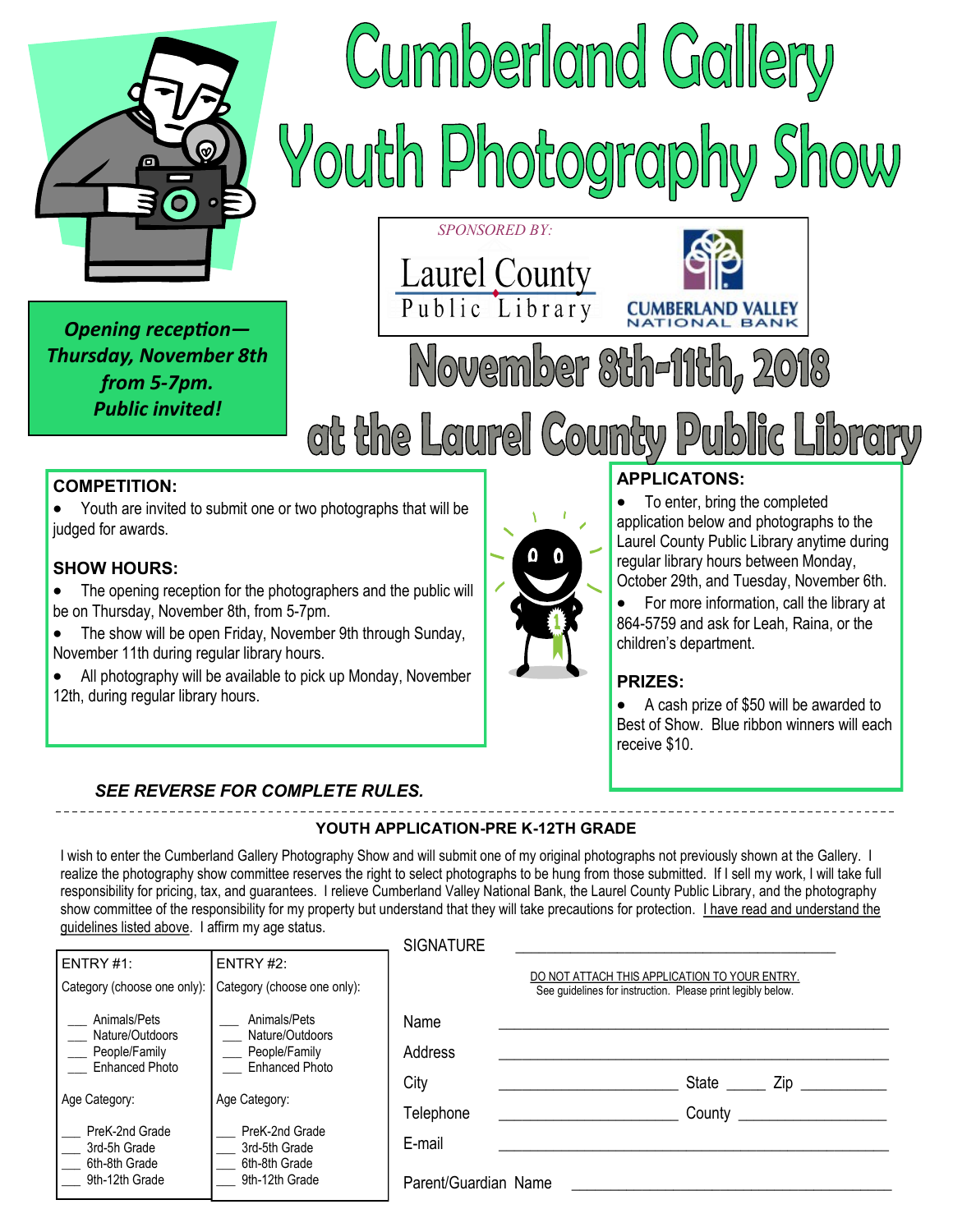# Cumberland Gallery Youth Photography Show

*SPONSORED BY:*

Laurel County Public Library

CUMBERLAND VALLEY NATIONAL BANK

***Opening reception—Thursday, November 8th from 5-7pm. Public invited!***

## November 8th-11th, 2018 at the Laurel County Public Library

### COMPETITION:

- Youth are invited to submit one or two photographs that will be judged for awards.

### SHOW HOURS:

- The opening reception for the photographers and the public will be on Thursday, November 8th, from 5-7pm.
- The show will be open Friday, November 9th through Sunday, November 11th during regular library hours.
- All photography will be available to pick up Monday, November 12th, during regular library hours.

### APPLICATONS:

- To enter, bring the completed application below and photographs to the Laurel County Public Library anytime during regular library hours between Monday, October 29th, and Tuesday, November 6th.
- For more information, call the library at 864-5759 and ask for Leah, Raina, or the children's department.

### PRIZES:

- A cash prize of $50 will be awarded to Best of Show. Blue ribbon winners will each receive $10.

***SEE REVERSE FOR COMPLETE RULES.***

---

**YOUTH APPLICATION-PRE K-12TH GRADE**

I wish to enter the Cumberland Gallery Photography Show and will submit one of my original photographs not previously shown at the Gallery. I realize the photography show committee reserves the right to select photographs to be hung from those submitted. If I sell my work, I will take full responsibility for pricing, tax, and guarantees. I relieve Cumberland Valley National Bank, the Laurel County Public Library, and the photography show committee of the responsibility for my property but understand that they will take precautions for protection. I have read and understand the guidelines listed above. I affirm my age status.

| ENTRY #1: | ENTRY #2: |
|---|---|
| Category (choose one only): | Category (choose one only): |
| ___ Animals/Pets<br>___ Nature/Outdoors<br>___ People/Family<br>___ Enhanced Photo | ___ Animals/Pets<br>___ Nature/Outdoors<br>___ People/Family<br>___ Enhanced Photo |
| Age Category: | Age Category: |
| ___ PreK-2nd Grade<br>___ 3rd-5h Grade<br>___ 6th-8th Grade<br>___ 9th-12th Grade | ___ PreK-2nd Grade<br>___ 3rd-5th Grade<br>___ 6th-8th Grade<br>___ 9th-12th Grade |

SIGNATURE ______________________________

DO NOT ATTACH THIS APPLICATION TO YOUR ENTRY.
See guidelines for instruction. Please print legibly below.

Name ______________________________

Address ______________________________

City ______________ State _____ Zip __________

Telephone ______________ County ______________

E-mail ______________________________

Parent/Guardian Name ______________________________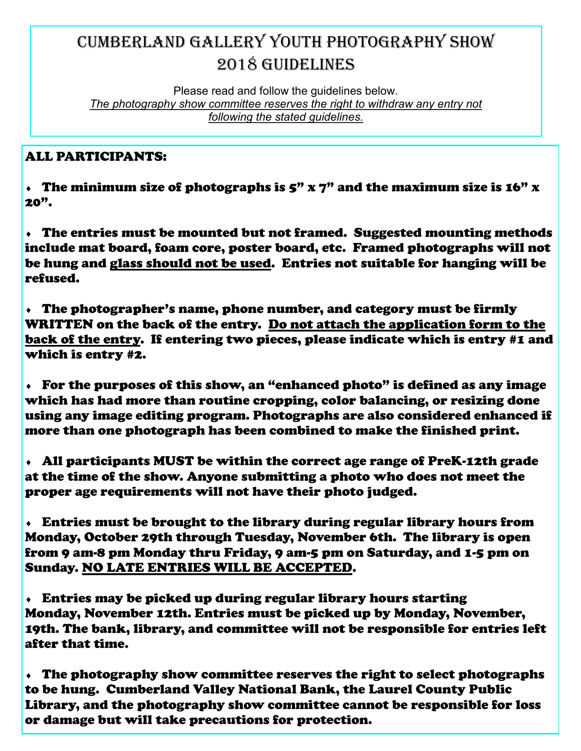# Cumberland Gallery Youth Photography Show
# 2018 Guidelines

Please read and follow the guidelines below.

*The photography show committee reserves the right to withdraw any entry not following the stated guidelines.*

**ALL PARTICIPANTS:**

- **The minimum size of photographs is 5" x 7" and the maximum size is 16" x 20".**
- **The entries must be mounted but not framed. Suggested mounting methods include mat board, foam core, poster board, etc. Framed photographs will not be hung and glass should not be used. Entries not suitable for hanging will be refused.**
- **The photographer's name, phone number, and category must be firmly WRITTEN on the back of the entry. Do not attach the application form to the back of the entry. If entering two pieces, please indicate which is entry #1 and which is entry #2.**
- **For the purposes of this show, an "enhanced photo" is defined as any image which has had more than routine cropping, color balancing, or resizing done using any image editing program. Photographs are also considered enhanced if more than one photograph has been combined to make the finished print.**
- **All participants MUST be within the correct age range of PreK-12th grade at the time of the show. Anyone submitting a photo who does not meet the proper age requirements will not have their photo judged.**
- **Entries must be brought to the library during regular library hours from Monday, October 29th through Tuesday, November 6th. The library is open from 9 am-8 pm Monday thru Friday, 9 am-5 pm on Saturday, and 1-5 pm on Sunday. NO LATE ENTRIES WILL BE ACCEPTED.**
- **Entries may be picked up during regular library hours starting Monday, November 12th. Entries must be picked up by Monday, November, 19th. The bank, library, and committee will not be responsible for entries left after that time.**
- **The photography show committee reserves the right to select photographs to be hung. Cumberland Valley National Bank, the Laurel County Public Library, and the photography show committee cannot be responsible for loss or damage but will take precautions for protection.**